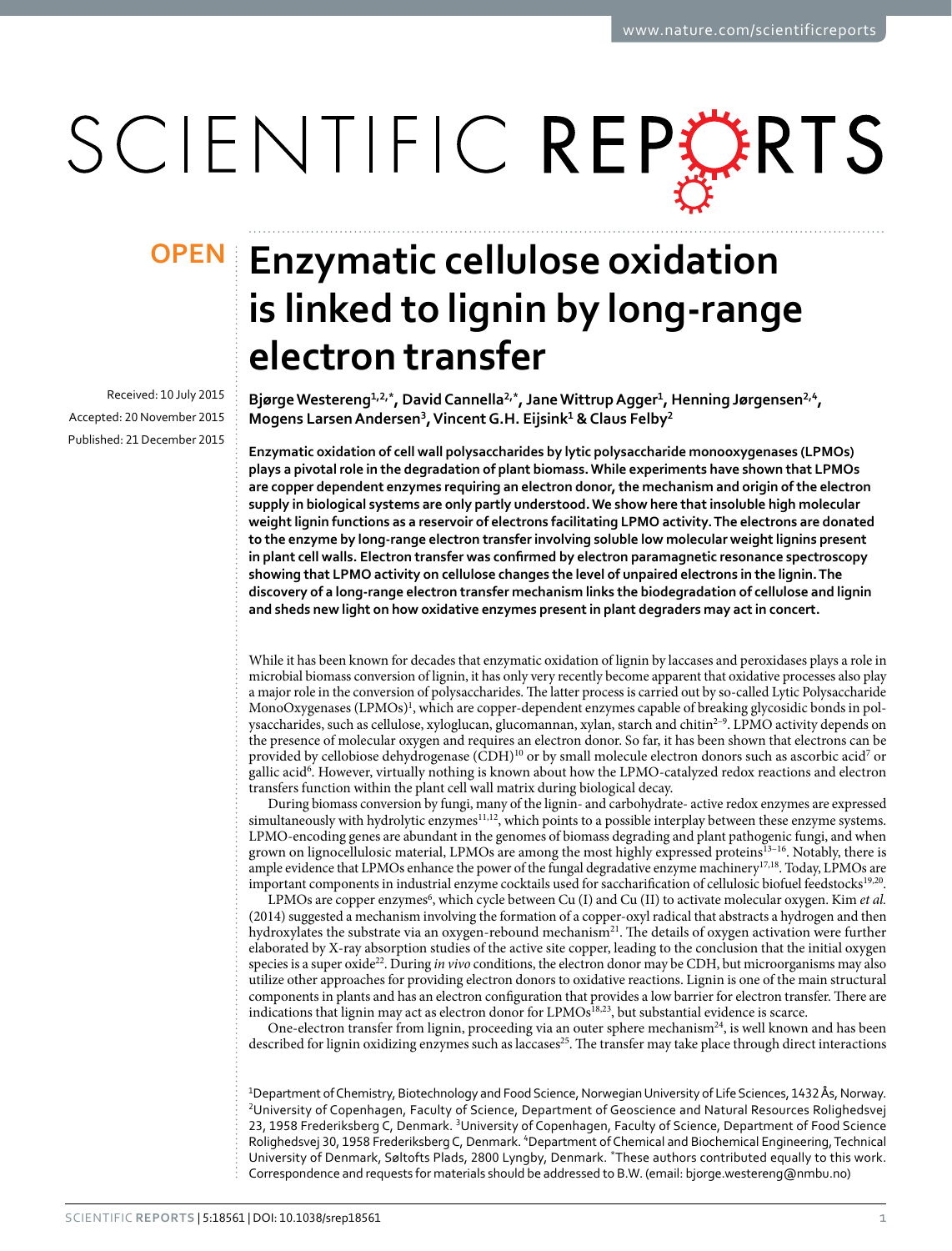# Enzymatic cellulose oxidation is linked to lignin by long-range electron transfer

Received: 10 July 2015
Accepted: 20 November 2015
Published: 21 December 2015

**Bjørge Westereng[1,2,*], David Cannella[2,*], Jane Wittrup Agger[1], Henning Jørgensen[2,4], Mogens Larsen Andersen[3], Vincent G.H. Eijsink[1] & Claus Felby[2]**

**Enzymatic oxidation of cell wall polysaccharides by lytic polysaccharide monooxygenases (LPMOs) plays a pivotal role in the degradation of plant biomass. While experiments have shown that LPMOs are copper dependent enzymes requiring an electron donor, the mechanism and origin of the electron supply in biological systems are only partly understood. We show here that insoluble high molecular weight lignin functions as a reservoir of electrons facilitating LPMO activity. The electrons are donated to the enzyme by long-range electron transfer involving soluble low molecular weight lignins present in plant cell walls. Electron transfer was confirmed by electron paramagnetic resonance spectroscopy showing that LPMO activity on cellulose changes the level of unpaired electrons in the lignin. The discovery of a long-range electron transfer mechanism links the biodegradation of cellulose and lignin and sheds new light on how oxidative enzymes present in plant degraders may act in concert.**

While it has been known for decades that enzymatic oxidation of lignin by laccases and peroxidases plays a role in microbial biomass conversion of lignin, it has only very recently become apparent that oxidative processes also play a major role in the conversion of polysaccharides. The latter process is carried out by so-called Lytic Polysaccharide MonoOxygenases (LPMOs)[1], which are copper-dependent enzymes capable of breaking glycosidic bonds in polysaccharides, such as cellulose, xyloglucan, glucomannan, xylan, starch and chitin[2–9]. LPMO activity depends on the presence of molecular oxygen and requires an electron donor. So far, it has been shown that electrons can be provided by cellobiose dehydrogenase (CDH)[10] or by small molecule electron donors such as ascorbic acid[7] or gallic acid[6]. However, virtually nothing is known about how the LPMO-catalyzed redox reactions and electron transfers function within the plant cell wall matrix during biological decay.

During biomass conversion by fungi, many of the lignin- and carbohydrate- active redox enzymes are expressed simultaneously with hydrolytic enzymes[11,12], which points to a possible interplay between these enzyme systems. LPMO-encoding genes are abundant in the genomes of biomass degrading and plant pathogenic fungi, and when grown on lignocellulosic material, LPMOs are among the most highly expressed proteins[13–16]. Notably, there is ample evidence that LPMOs enhance the power of the fungal degradative enzyme machinery[17,18]. Today, LPMOs are important components in industrial enzyme cocktails used for saccharification of cellulosic biofuel feedstocks[19,20].

LPMOs are copper enzymes[6], which cycle between Cu (I) and Cu (II) to activate molecular oxygen. Kim *et al.* (2014) suggested a mechanism involving the formation of a copper-oxyl radical that abstracts a hydrogen and then hydroxylates the substrate via an oxygen-rebound mechanism[21]. The details of oxygen activation were further elaborated by X-ray absorption studies of the active site copper, leading to the conclusion that the initial oxygen species is a super oxide[22]. During *in vivo* conditions, the electron donor may be CDH, but microorganisms may also utilize other approaches for providing electron donors to oxidative reactions. Lignin is one of the main structural components in plants and has an electron configuration that provides a low barrier for electron transfer. There are indications that lignin may act as electron donor for LPMOs[18,23], but substantial evidence is scarce.

One-electron transfer from lignin, proceeding via an outer sphere mechanism[24], is well known and has been described for lignin oxidizing enzymes such as laccases[25]. The transfer may take place through direct interactions

[1]Department of Chemistry, Biotechnology and Food Science, Norwegian University of Life Sciences, 1432 Ås, Norway. [2]University of Copenhagen, Faculty of Science, Department of Geoscience and Natural Resources Rolighedsvej 23, 1958 Frederiksberg C, Denmark. [3]University of Copenhagen, Faculty of Science, Department of Food Science Rolighedsvej 30, 1958 Frederiksberg C, Denmark. [4]Department of Chemical and Biochemical Engineering, Technical University of Denmark, Søltofts Plads, 2800 Lyngby, Denmark. *These authors contributed equally to this work. Correspondence and requests for materials should be addressed to B.W. (email: bjorge.westereng@nmbu.no)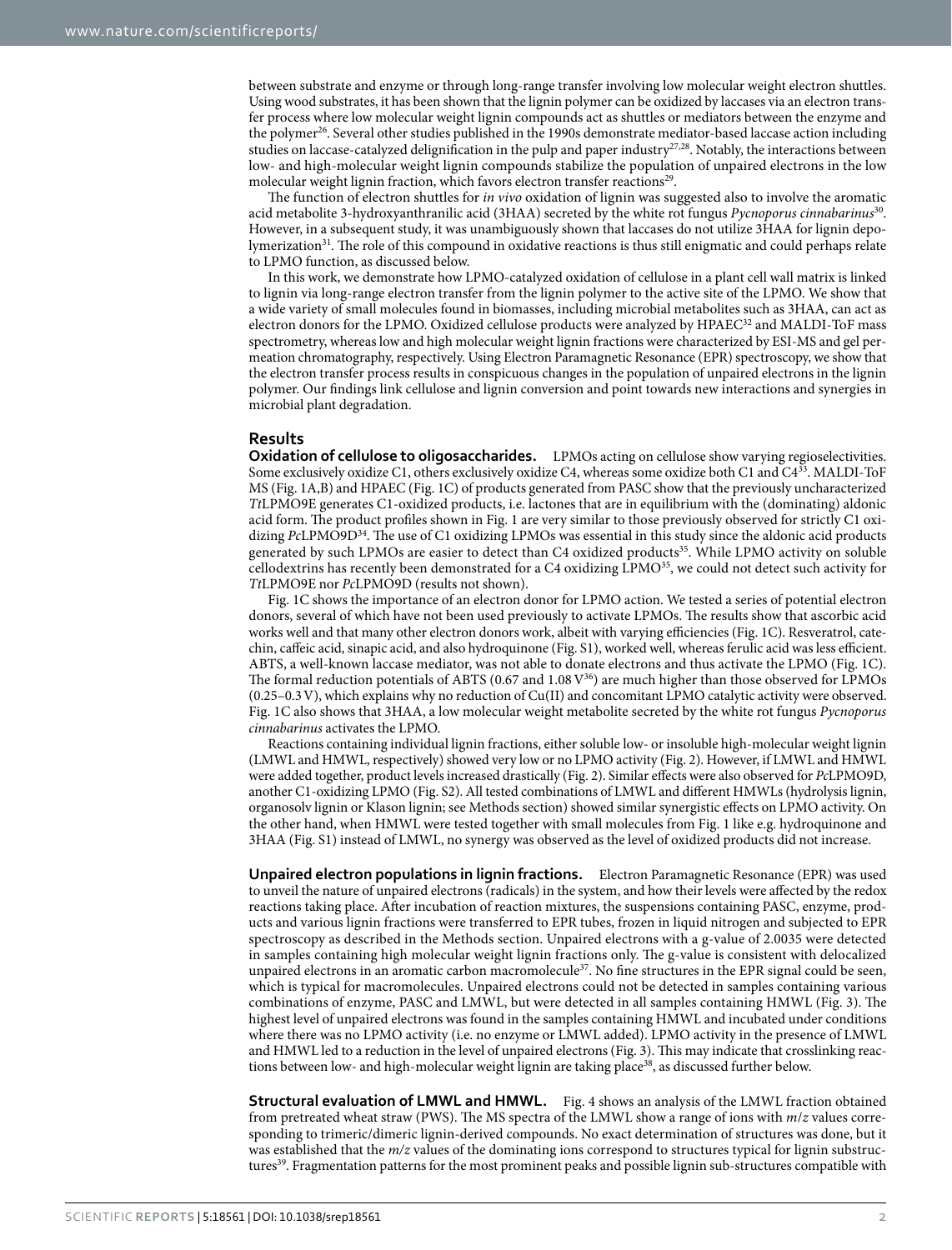between substrate and enzyme or through long-range transfer involving low molecular weight electron shuttles. Using wood substrates, it has been shown that the lignin polymer can be oxidized by laccases via an electron transfer process where low molecular weight lignin compounds act as shuttles or mediators between the enzyme and the polymer[26]. Several other studies published in the 1990s demonstrate mediator-based laccase action including studies on laccase-catalyzed delignification in the pulp and paper industry[27,28]. Notably, the interactions between low- and high-molecular weight lignin compounds stabilize the population of unpaired electrons in the low molecular weight lignin fraction, which favors electron transfer reactions[29].

The function of electron shuttles for *in vivo* oxidation of lignin was suggested also to involve the aromatic acid metabolite 3-hydroxyanthranilic acid (3HAA) secreted by the white rot fungus *Pycnoporus cinnabarinus*[30]. However, in a subsequent study, it was unambiguously shown that laccases do not utilize 3HAA for lignin depolymerization[31]. The role of this compound in oxidative reactions is thus still enigmatic and could perhaps relate to LPMO function, as discussed below.

In this work, we demonstrate how LPMO-catalyzed oxidation of cellulose in a plant cell wall matrix is linked to lignin via long-range electron transfer from the lignin polymer to the active site of the LPMO. We show that a wide variety of small molecules found in biomasses, including microbial metabolites such as 3HAA, can act as electron donors for the LPMO. Oxidized cellulose products were analyzed by HPAEC[32] and MALDI-ToF mass spectrometry, whereas low and high molecular weight lignin fractions were characterized by ESI-MS and gel permeation chromatography, respectively. Using Electron Paramagnetic Resonance (EPR) spectroscopy, we show that the electron transfer process results in conspicuous changes in the population of unpaired electrons in the lignin polymer. Our findings link cellulose and lignin conversion and point towards new interactions and synergies in microbial plant degradation.

## Results

**Oxidation of cellulose to oligosaccharides.** LPMOs acting on cellulose show varying regioselectivities. Some exclusively oxidize C1, others exclusively oxidize C4, whereas some oxidize both C1 and C4[33]. MALDI-ToF MS (Fig. 1A,B) and HPAEC (Fig. 1C) of products generated from PASC show that the previously uncharacterized *Tt*LPMO9E generates C1-oxidized products, i.e. lactones that are in equilibrium with the (dominating) aldonic acid form. The product profiles shown in Fig. 1 are very similar to those previously observed for strictly C1 oxidizing *Pc*LPMO9D[34]. The use of C1 oxidizing LPMOs was essential in this study since the aldonic acid products generated by such LPMOs are easier to detect than C4 oxidized products[35]. While LPMO activity on soluble cellodextrins has recently been demonstrated for a C4 oxidizing LPMO[35], we could not detect such activity for *Tt*LPMO9E nor *Pc*LPMO9D (results not shown).

Fig. 1C shows the importance of an electron donor for LPMO action. We tested a series of potential electron donors, several of which have not been used previously to activate LPMOs. The results show that ascorbic acid works well and that many other electron donors work, albeit with varying efficiencies (Fig. 1C). Resveratrol, catechin, caffeic acid, sinapic acid, and also hydroquinone (Fig. S1), worked well, whereas ferulic acid was less efficient. ABTS, a well-known laccase mediator, was not able to donate electrons and thus activate the LPMO (Fig. 1C). The formal reduction potentials of ABTS (0.67 and 1.08 V[36]) are much higher than those observed for LPMOs (0.25–0.3 V), which explains why no reduction of Cu(II) and concomitant LPMO catalytic activity were observed. Fig. 1C also shows that 3HAA, a low molecular weight metabolite secreted by the white rot fungus *Pycnoporus cinnabarinus* activates the LPMO.

Reactions containing individual lignin fractions, either soluble low- or insoluble high-molecular weight lignin (LMWL and HMWL, respectively) showed very low or no LPMO activity (Fig. 2). However, if LMWL and HMWL were added together, product levels increased drastically (Fig. 2). Similar effects were also observed for *Pc*LPMO9D, another C1-oxidizing LPMO (Fig. S2). All tested combinations of LMWL and different HMWLs (hydrolysis lignin, organosolv lignin or Klason lignin; see Methods section) showed similar synergistic effects on LPMO activity. On the other hand, when HMWL were tested together with small molecules from Fig. 1 like e.g. hydroquinone and 3HAA (Fig. S1) instead of LMWL, no synergy was observed as the level of oxidized products did not increase.

**Unpaired electron populations in lignin fractions.** Electron Paramagnetic Resonance (EPR) was used to unveil the nature of unpaired electrons (radicals) in the system, and how their levels were affected by the redox reactions taking place. After incubation of reaction mixtures, the suspensions containing PASC, enzyme, products and various lignin fractions were transferred to EPR tubes, frozen in liquid nitrogen and subjected to EPR spectroscopy as described in the Methods section. Unpaired electrons with a g-value of 2.0035 were detected in samples containing high molecular weight lignin fractions only. The g-value is consistent with delocalized unpaired electrons in an aromatic carbon macromolecule[37]. No fine structures in the EPR signal could be seen, which is typical for macromolecules. Unpaired electrons could not be detected in samples containing various combinations of enzyme, PASC and LMWL, but were detected in all samples containing HMWL (Fig. 3). The highest level of unpaired electrons was found in the samples containing HMWL and incubated under conditions where there was no LPMO activity (i.e. no enzyme or LMWL added). LPMO activity in the presence of LMWL and HMWL led to a reduction in the level of unpaired electrons (Fig. 3). This may indicate that crosslinking reactions between low- and high-molecular weight lignin are taking place[38], as discussed further below.

**Structural evaluation of LMWL and HMWL.** Fig. 4 shows an analysis of the LMWL fraction obtained from pretreated wheat straw (PWS). The MS spectra of the LMWL show a range of ions with *m/z* values corresponding to trimeric/dimeric lignin-derived compounds. No exact determination of structures was done, but it was established that the *m/z* values of the dominating ions correspond to structures typical for lignin substructures[39]. Fragmentation patterns for the most prominent peaks and possible lignin sub-structures compatible with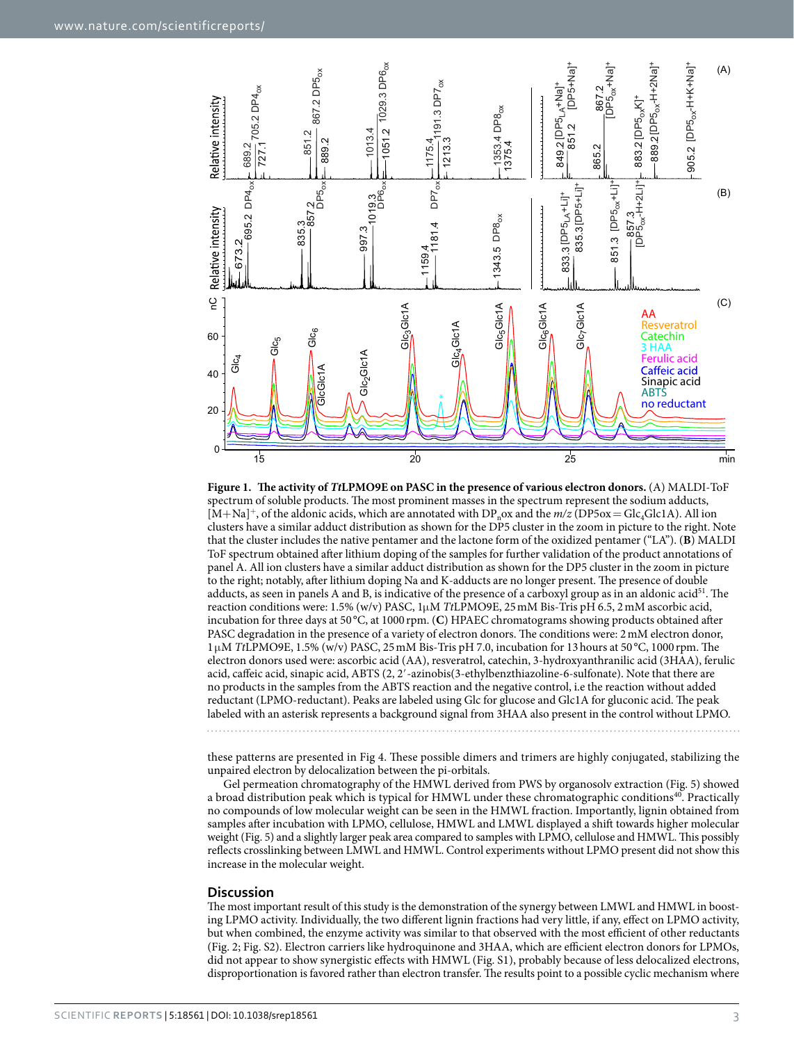**Figure 1. The activity of *Tt*LPMO9E on PASC in the presence of various electron donors.** (A) MALDI-ToF spectrum of soluble products. The most prominent masses in the spectrum represent the sodium adducts, $[M+Na]^+$, of the aldonic acids, which are annotated with $DP_n$ox and the $m/z$ (DP5ox = $Glc_4Glc1A$). All ion clusters have a similar adduct distribution as shown for the DP5 cluster in the zoom in picture to the right. Note that the cluster includes the native pentamer and the lactone form of the oxidized pentamer ("LA"). (**B**) MALDI ToF spectrum obtained after lithium doping of the samples for further validation of the product annotations of panel A. All ion clusters have a similar adduct distribution as shown for the DP5 cluster in the zoom in picture to the right; notably, after lithium doping Na and K-adducts are no longer present. The presence of double adducts, as seen in panels A and B, is indicative of the presence of a carboxyl group as in an aldonic acid[51]. The reaction conditions were: 1.5% (w/v) PASC, 1 μM *Tt*LPMO9E, 25 mM Bis-Tris pH 6.5, 2 mM ascorbic acid, incubation for three days at 50 °C, at 1000 rpm. (**C**) HPAEC chromatograms showing products obtained after PASC degradation in the presence of a variety of electron donors. The conditions were: 2 mM electron donor, 1 μM *Tt*LPMO9E, 1.5% (w/v) PASC, 25 mM Bis-Tris pH 7.0, incubation for 13 hours at 50 °C, 1000 rpm. The electron donors used were: ascorbic acid (AA), resveratrol, catechin, 3-hydroxyanthranilic acid (3HAA), ferulic acid, caffeic acid, sinapic acid, ABTS (2, 2′-azinobis(3-ethylbenzthiazoline-6-sulfonate). Note that there are no products in the samples from the ABTS reaction and the negative control, i.e the reaction without added reductant (LPMO-reductant). Peaks are labeled using Glc for glucose and Glc1A for gluconic acid. The peak labeled with an asterisk represents a background signal from 3HAA also present in the control without LPMO.

these patterns are presented in Fig 4. These possible dimers and trimers are highly conjugated, stabilizing the unpaired electron by delocalization between the pi-orbitals.

Gel permeation chromatography of the HMWL derived from PWS by organosolv extraction (Fig. 5) showed a broad distribution peak which is typical for HMWL under these chromatographic conditions[40]. Practically no compounds of low molecular weight can be seen in the HMWL fraction. Importantly, lignin obtained from samples after incubation with LPMO, cellulose, HMWL and LMWL displayed a shift towards higher molecular weight (Fig. 5) and a slightly larger peak area compared to samples with LPMO, cellulose and HMWL. This possibly reflects crosslinking between LMWL and HMWL. Control experiments without LPMO present did not show this increase in the molecular weight.

## Discussion

The most important result of this study is the demonstration of the synergy between LMWL and HMWL in boosting LPMO activity. Individually, the two different lignin fractions had very little, if any, effect on LPMO activity, but when combined, the enzyme activity was similar to that observed with the most efficient of other reductants (Fig. 2; Fig. S2). Electron carriers like hydroquinone and 3HAA, which are efficient electron donors for LPMOs, did not appear to show synergistic effects with HMWL (Fig. S1), probably because of less delocalized electrons, disproportionation is favored rather than electron transfer. The results point to a possible cyclic mechanism where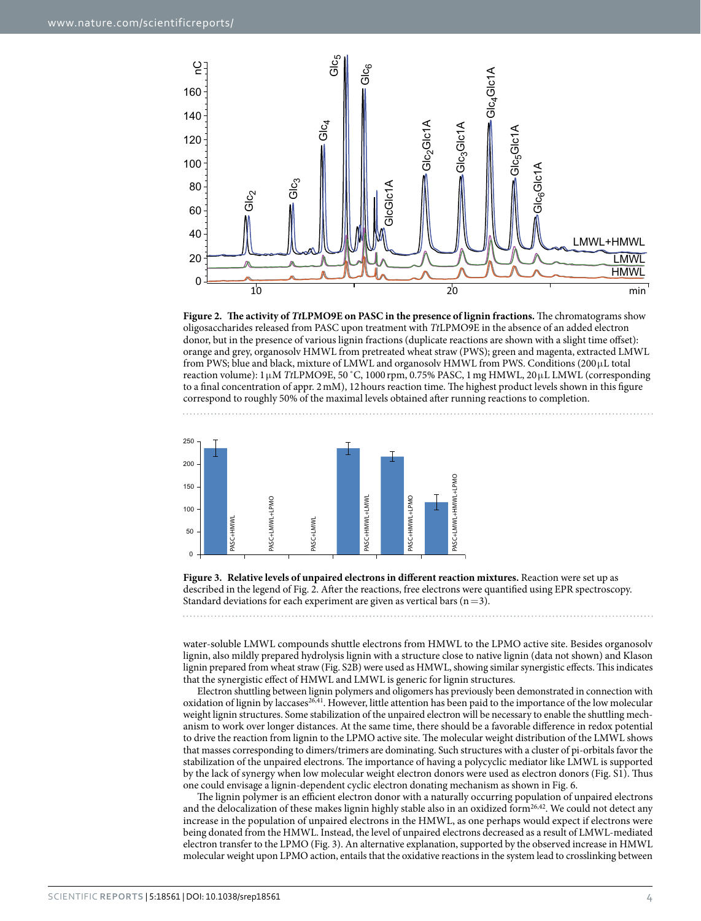**Figure 2. The activity of *Tt*LPMO9E on PASC in the presence of lignin fractions.** The chromatograms show oligosaccharides released from PASC upon treatment with *Tt*LPMO9E in the absence of an added electron donor, but in the presence of various lignin fractions (duplicate reactions are shown with a slight time offset): orange and grey, organosolv HMWL from pretreated wheat straw (PWS); green and magenta, extracted LMWL from PWS; blue and black, mixture of LMWL and organosolv HMWL from PWS. Conditions (200 μL total reaction volume): 1 μM *Tt*LPMO9E, 50 °C, 1000 rpm, 0.75% PASC, 1 mg HMWL, 20 μL LMWL (corresponding to a final concentration of appr. 2 mM), 12 hours reaction time. The highest product levels shown in this figure correspond to roughly 50% of the maximal levels obtained after running reactions to completion.

**Figure 3. Relative levels of unpaired electrons in different reaction mixtures.** Reaction were set up as described in the legend of Fig. 2. After the reactions, free electrons were quantified using EPR spectroscopy. Standard deviations for each experiment are given as vertical bars (n = 3).

water-soluble LMWL compounds shuttle electrons from HMWL to the LPMO active site. Besides organosolv lignin, also mildly prepared hydrolysis lignin with a structure close to native lignin (data not shown) and Klason lignin prepared from wheat straw (Fig. S2B) were used as HMWL, showing similar synergistic effects. This indicates that the synergistic effect of HMWL and LMWL is generic for lignin structures.

Electron shuttling between lignin polymers and oligomers has previously been demonstrated in connection with oxidation of lignin by laccases[26,41]. However, little attention has been paid to the importance of the low molecular weight lignin structures. Some stabilization of the unpaired electron will be necessary to enable the shuttling mechanism to work over longer distances. At the same time, there should be a favorable difference in redox potential to drive the reaction from lignin to the LPMO active site. The molecular weight distribution of the LMWL shows that masses corresponding to dimers/trimers are dominating. Such structures with a cluster of pi-orbitals favor the stabilization of the unpaired electrons. The importance of having a polycyclic mediator like LMWL is supported by the lack of synergy when low molecular weight electron donors were used as electron donors (Fig. S1). Thus one could envisage a lignin-dependent cyclic electron donating mechanism as shown in Fig. 6.

The lignin polymer is an efficient electron donor with a naturally occurring population of unpaired electrons and the delocalization of these makes lignin highly stable also in an oxidized form[26,42]. We could not detect any increase in the population of unpaired electrons in the HMWL, as one perhaps would expect if electrons were being donated from the HMWL. Instead, the level of unpaired electrons decreased as a result of LMWL-mediated electron transfer to the LPMO (Fig. 3). An alternative explanation, supported by the observed increase in HMWL molecular weight upon LPMO action, entails that the oxidative reactions in the system lead to crosslinking between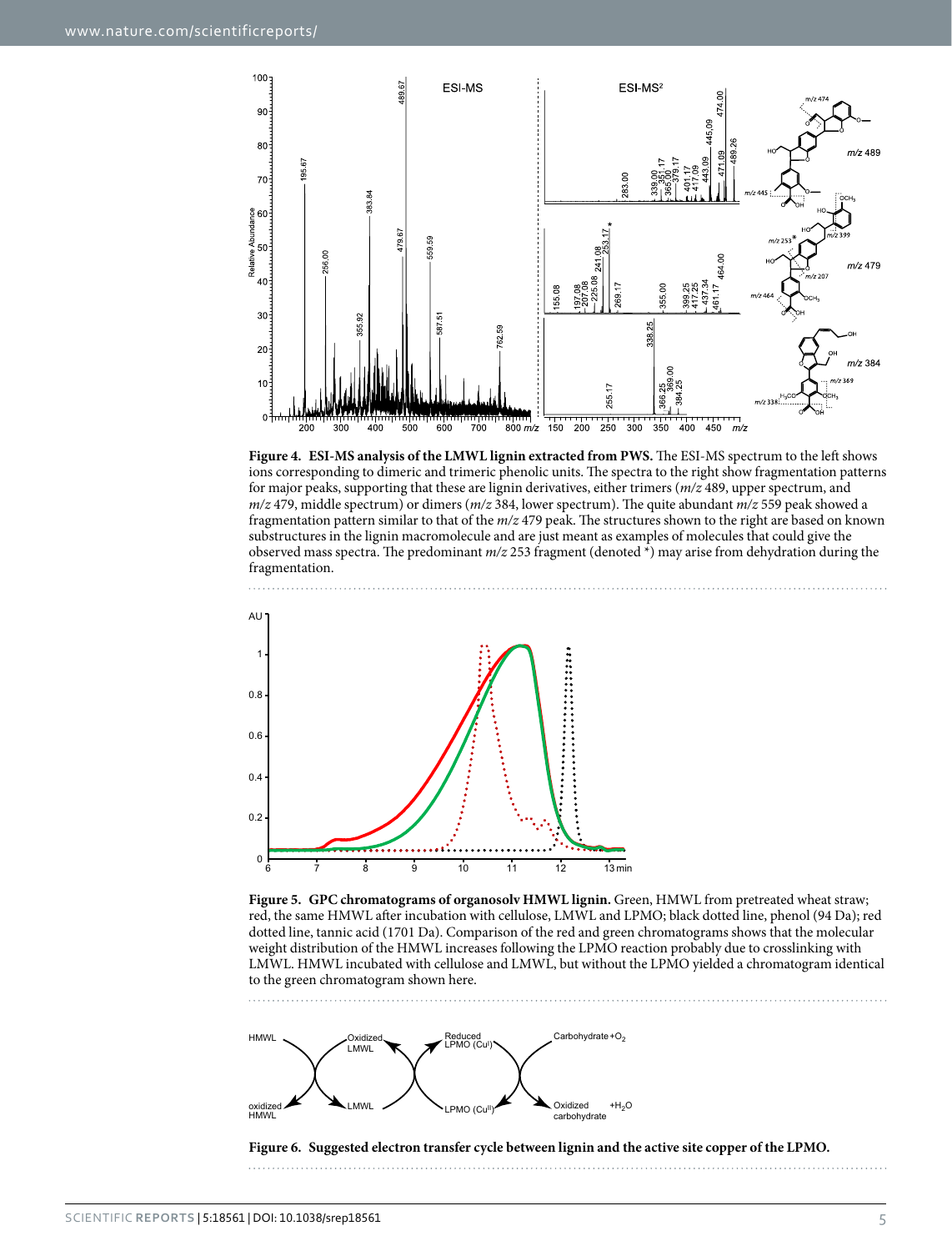**Figure 4. ESI-MS analysis of the LMWL lignin extracted from PWS.** The ESI-MS spectrum to the left shows ions corresponding to dimeric and trimeric phenolic units. The spectra to the right show fragmentation patterns for major peaks, supporting that these are lignin derivatives, either trimers (*m/z* 489, upper spectrum, and *m/z* 479, middle spectrum) or dimers (*m/z* 384, lower spectrum). The quite abundant *m/z* 559 peak showed a fragmentation pattern similar to that of the *m/z* 479 peak. The structures shown to the right are based on known substructures in the lignin macromolecule and are just meant as examples of molecules that could give the observed mass spectra. The predominant *m/z* 253 fragment (denoted *) may arise from dehydration during the fragmentation.

**Figure 5. GPC chromatograms of organosolv HMWL lignin.** Green, HMWL from pretreated wheat straw; red, the same HMWL after incubation with cellulose, LMWL and LPMO; black dotted line, phenol (94 Da); red dotted line, tannic acid (1701 Da). Comparison of the red and green chromatograms shows that the molecular weight distribution of the HMWL increases following the LPMO reaction probably due to crosslinking with LMWL. HMWL incubated with cellulose and LMWL, but without the LPMO yielded a chromatogram identical to the green chromatogram shown here.

**Figure 6. Suggested electron transfer cycle between lignin and the active site copper of the LPMO.**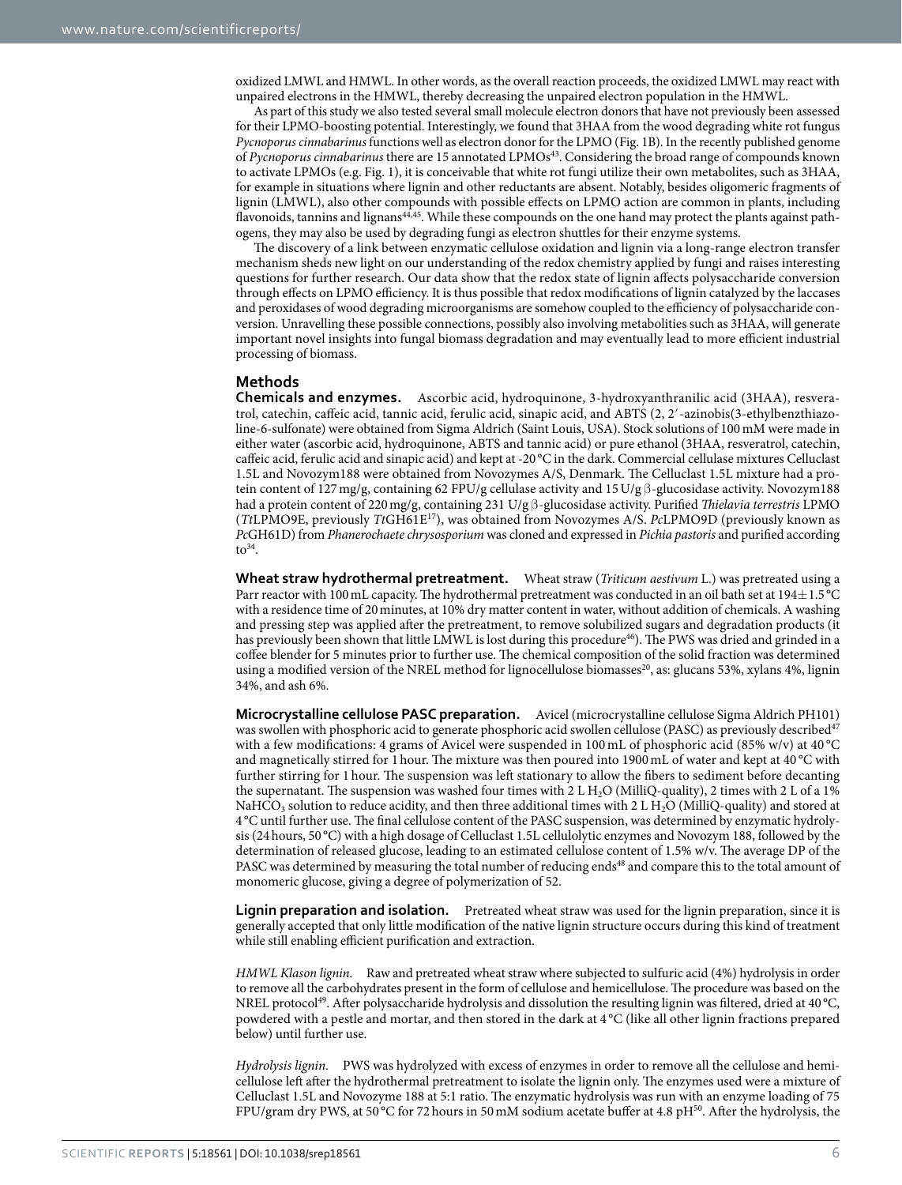oxidized LMWL and HMWL. In other words, as the overall reaction proceeds, the oxidized LMWL may react with unpaired electrons in the HMWL, thereby decreasing the unpaired electron population in the HMWL.

As part of this study we also tested several small molecule electron donors that have not previously been assessed for their LPMO-boosting potential. Interestingly, we found that 3HAA from the wood degrading white rot fungus *Pycnoporus cinnabarinus* functions well as electron donor for the LPMO (Fig. 1B). In the recently published genome of *Pycnoporus cinnabarinus* there are 15 annotated LPMOs[43]. Considering the broad range of compounds known to activate LPMOs (e.g. Fig. 1), it is conceivable that white rot fungi utilize their own metabolites, such as 3HAA, for example in situations where lignin and other reductants are absent. Notably, besides oligomeric fragments of lignin (LMWL), also other compounds with possible effects on LPMO action are common in plants, including flavonoids, tannins and lignans[44,45]. While these compounds on the one hand may protect the plants against pathogens, they may also be used by degrading fungi as electron shuttles for their enzyme systems.

The discovery of a link between enzymatic cellulose oxidation and lignin via a long-range electron transfer mechanism sheds new light on our understanding of the redox chemistry applied by fungi and raises interesting questions for further research. Our data show that the redox state of lignin affects polysaccharide conversion through effects on LPMO efficiency. It is thus possible that redox modifications of lignin catalyzed by the laccases and peroxidases of wood degrading microorganisms are somehow coupled to the efficiency of polysaccharide conversion. Unravelling these possible connections, possibly also involving metabolities such as 3HAA, will generate important novel insights into fungal biomass degradation and may eventually lead to more efficient industrial processing of biomass.

## Methods

**Chemicals and enzymes.** Ascorbic acid, hydroquinone, 3-hydroxyanthranilic acid (3HAA), resveratrol, catechin, caffeic acid, tannic acid, ferulic acid, sinapic acid, and ABTS (2, 2′-azinobis(3-ethylbenzthiazoline-6-sulfonate) were obtained from Sigma Aldrich (Saint Louis, USA). Stock solutions of 100 mM were made in either water (ascorbic acid, hydroquinone, ABTS and tannic acid) or pure ethanol (3HAA, resveratrol, catechin, caffeic acid, ferulic acid and sinapic acid) and kept at -20 °C in the dark. Commercial cellulase mixtures Celluclast 1.5L and Novozym188 were obtained from Novozymes A/S, Denmark. The Celluclast 1.5L mixture had a protein content of 127 mg/g, containing 62 FPU/g cellulase activity and 15 U/g β-glucosidase activity. Novozym188 had a protein content of 220 mg/g, containing 231 U/g β-glucosidase activity. Purified *Thielavia terrestris* LPMO (*Tt*LPMO9E, previously *Tt*GH61E[17]), was obtained from Novozymes A/S. *Pc*LPMO9D (previously known as *Pc*GH61D) from *Phanerochaete chrysosporium* was cloned and expressed in *Pichia pastoris* and purified according to[34].

**Wheat straw hydrothermal pretreatment.** Wheat straw (*Triticum aestivum* L.) was pretreated using a Parr reactor with 100 mL capacity. The hydrothermal pretreatment was conducted in an oil bath set at 194 ± 1.5 °C with a residence time of 20 minutes, at 10% dry matter content in water, without addition of chemicals. A washing and pressing step was applied after the pretreatment, to remove solubilized sugars and degradation products (it has previously been shown that little LMWL is lost during this procedure[46]). The PWS was dried and grinded in a coffee blender for 5 minutes prior to further use. The chemical composition of the solid fraction was determined using a modified version of the NREL method for lignocellulose biomasses[20], as: glucans 53%, xylans 4%, lignin 34%, and ash 6%.

**Microcrystalline cellulose PASC preparation.** Avicel (microcrystalline cellulose Sigma Aldrich PH101) was swollen with phosphoric acid to generate phosphoric acid swollen cellulose (PASC) as previously described[47] with a few modifications: 4 grams of Avicel were suspended in 100 mL of phosphoric acid (85% w/v) at 40 °C and magnetically stirred for 1 hour. The mixture was then poured into 1900 mL of water and kept at 40 °C with further stirring for 1 hour. The suspension was left stationary to allow the fibers to sediment before decanting the supernatant. The suspension was washed four times with 2 L $H_2O$ (MilliQ-quality), 2 times with 2 L of a 1% $NaHCO_3$ solution to reduce acidity, and then three additional times with 2 L $H_2O$ (MilliQ-quality) and stored at 4 °C until further use. The final cellulose content of the PASC suspension, was determined by enzymatic hydrolysis (24 hours, 50 °C) with a high dosage of Celluclast 1.5L cellulolytic enzymes and Novozym 188, followed by the determination of released glucose, leading to an estimated cellulose content of 1.5% w/v. The average DP of the PASC was determined by measuring the total number of reducing ends[48] and compare this to the total amount of monomeric glucose, giving a degree of polymerization of 52.

**Lignin preparation and isolation.** Pretreated wheat straw was used for the lignin preparation, since it is generally accepted that only little modification of the native lignin structure occurs during this kind of treatment while still enabling efficient purification and extraction.

*HMWL Klason lignin.* Raw and pretreated wheat straw where subjected to sulfuric acid (4%) hydrolysis in order to remove all the carbohydrates present in the form of cellulose and hemicellulose. The procedure was based on the NREL protocol[49]. After polysaccharide hydrolysis and dissolution the resulting lignin was filtered, dried at 40 °C, powdered with a pestle and mortar, and then stored in the dark at 4 °C (like all other lignin fractions prepared below) until further use.

*Hydrolysis lignin.* PWS was hydrolyzed with excess of enzymes in order to remove all the cellulose and hemicellulose left after the hydrothermal pretreatment to isolate the lignin only. The enzymes used were a mixture of Celluclast 1.5L and Novozyme 188 at 5:1 ratio. The enzymatic hydrolysis was run with an enzyme loading of 75 FPU/gram dry PWS, at 50 °C for 72 hours in 50 mM sodium acetate buffer at 4.8 pH[50]. After the hydrolysis, the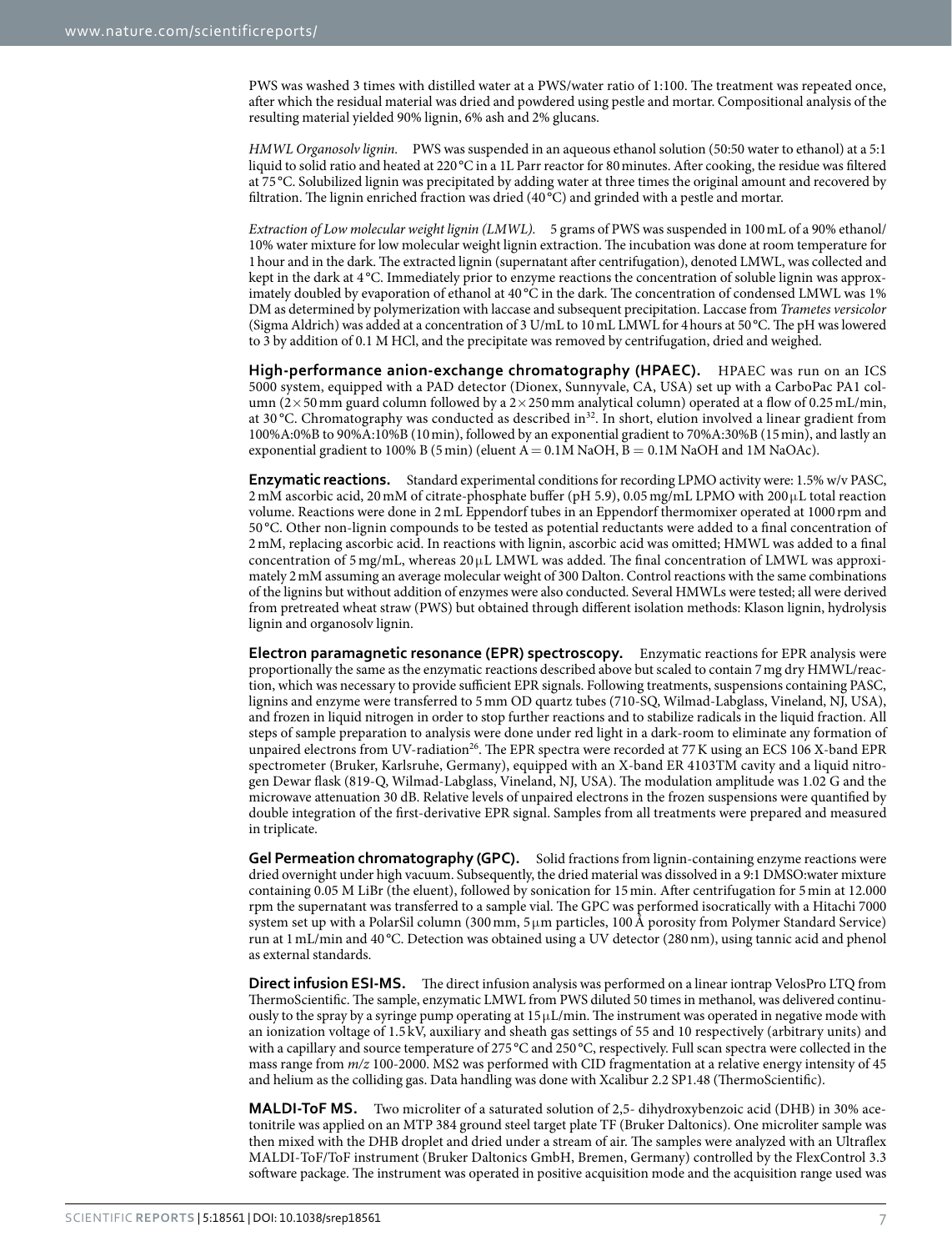PWS was washed 3 times with distilled water at a PWS/water ratio of 1:100. The treatment was repeated once, after which the residual material was dried and powdered using pestle and mortar. Compositional analysis of the resulting material yielded 90% lignin, 6% ash and 2% glucans.

*HMWL Organosolv lignin.* PWS was suspended in an aqueous ethanol solution (50:50 water to ethanol) at a 5:1 liquid to solid ratio and heated at 220 °C in a 1L Parr reactor for 80 minutes. After cooking, the residue was filtered at 75 °C. Solubilized lignin was precipitated by adding water at three times the original amount and recovered by filtration. The lignin enriched fraction was dried (40 °C) and grinded with a pestle and mortar.

*Extraction of Low molecular weight lignin (LMWL).* 5 grams of PWS was suspended in 100 mL of a 90% ethanol/10% water mixture for low molecular weight lignin extraction. The incubation was done at room temperature for 1 hour and in the dark. The extracted lignin (supernatant after centrifugation), denoted LMWL, was collected and kept in the dark at 4 °C. Immediately prior to enzyme reactions the concentration of soluble lignin was approximately doubled by evaporation of ethanol at 40 °C in the dark. The concentration of condensed LMWL was 1% DM as determined by polymerization with laccase and subsequent precipitation. Laccase from *Trametes versicolor* (Sigma Aldrich) was added at a concentration of 3 U/mL to 10 mL LMWL for 4 hours at 50 °C. The pH was lowered to 3 by addition of 0.1 M HCl, and the precipitate was removed by centrifugation, dried and weighed.

**High-performance anion-exchange chromatography (HPAEC).** HPAEC was run on an ICS 5000 system, equipped with a PAD detector (Dionex, Sunnyvale, CA, USA) set up with a CarboPac PA1 column ($2\times50$ mm guard column followed by a $2\times250$ mm analytical column) operated at a flow of 0.25 mL/min, at 30 °C. Chromatography was conducted as described in[32]. In short, elution involved a linear gradient from 100%A:0%B to 90%A:10%B (10 min), followed by an exponential gradient to 70%A:30%B (15 min), and lastly an exponential gradient to 100% B (5 min) (eluent A = 0.1M NaOH, B = 0.1M NaOH and 1M NaOAc).

**Enzymatic reactions.** Standard experimental conditions for recording LPMO activity were: 1.5% w/v PASC, 2 mM ascorbic acid, 20 mM of citrate-phosphate buffer (pH 5.9), 0.05 mg/mL LPMO with 200 μL total reaction volume. Reactions were done in 2 mL Eppendorf tubes in an Eppendorf thermomixer operated at 1000 rpm and 50 °C. Other non-lignin compounds to be tested as potential reductants were added to a final concentration of 2 mM, replacing ascorbic acid. In reactions with lignin, ascorbic acid was omitted; HMWL was added to a final concentration of 5 mg/mL, whereas 20 μL LMWL was added. The final concentration of LMWL was approximately 2 mM assuming an average molecular weight of 300 Dalton. Control reactions with the same combinations of the lignins but without addition of enzymes were also conducted. Several HMWLs were tested; all were derived from pretreated wheat straw (PWS) but obtained through different isolation methods: Klason lignin, hydrolysis lignin and organosolv lignin.

**Electron paramagnetic resonance (EPR) spectroscopy.** Enzymatic reactions for EPR analysis were proportionally the same as the enzymatic reactions described above but scaled to contain 7 mg dry HMWL/reaction, which was necessary to provide sufficient EPR signals. Following treatments, suspensions containing PASC, lignins and enzyme were transferred to 5 mm OD quartz tubes (710-SQ, Wilmad-Labglass, Vineland, NJ, USA), and frozen in liquid nitrogen in order to stop further reactions and to stabilize radicals in the liquid fraction. All steps of sample preparation to analysis were done under red light in a dark-room to eliminate any formation of unpaired electrons from UV-radiation[26]. The EPR spectra were recorded at 77 K using an ECS 106 X-band EPR spectrometer (Bruker, Karlsruhe, Germany), equipped with an X-band ER 4103TM cavity and a liquid nitrogen Dewar flask (819-Q, Wilmad-Labglass, Vineland, NJ, USA). The modulation amplitude was 1.02 G and the microwave attenuation 30 dB. Relative levels of unpaired electrons in the frozen suspensions were quantified by double integration of the first-derivative EPR signal. Samples from all treatments were prepared and measured in triplicate.

**Gel Permeation chromatography (GPC).** Solid fractions from lignin-containing enzyme reactions were dried overnight under high vacuum. Subsequently, the dried material was dissolved in a 9:1 DMSO:water mixture containing 0.05 M LiBr (the eluent), followed by sonication for 15 min. After centrifugation for 5 min at 12.000 rpm the supernatant was transferred to a sample vial. The GPC was performed isocratically with a Hitachi 7000 system set up with a PolarSil column (300 mm, 5 μm particles, 100 Å porosity from Polymer Standard Service) run at 1 mL/min and 40 °C. Detection was obtained using a UV detector (280 nm), using tannic acid and phenol as external standards.

**Direct infusion ESI-MS.** The direct infusion analysis was performed on a linear iontrap VelosPro LTQ from ThermoScientific. The sample, enzymatic LMWL from PWS diluted 50 times in methanol, was delivered continuously to the spray by a syringe pump operating at 15 μL/min. The instrument was operated in negative mode with an ionization voltage of 1.5 kV, auxiliary and sheath gas settings of 55 and 10 respectively (arbitrary units) and with a capillary and source temperature of 275 °C and 250 °C, respectively. Full scan spectra were collected in the mass range from *m/z* 100-2000. MS2 was performed with CID fragmentation at a relative energy intensity of 45 and helium as the colliding gas. Data handling was done with Xcalibur 2.2 SP1.48 (ThermoScientific).

**MALDI-ToF MS.** Two microliter of a saturated solution of 2,5- dihydroxybenzoic acid (DHB) in 30% acetonitrile was applied on an MTP 384 ground steel target plate TF (Bruker Daltonics). One microliter sample was then mixed with the DHB droplet and dried under a stream of air. The samples were analyzed with an Ultraflex MALDI-ToF/ToF instrument (Bruker Daltonics GmbH, Bremen, Germany) controlled by the FlexControl 3.3 software package. The instrument was operated in positive acquisition mode and the acquisition range used was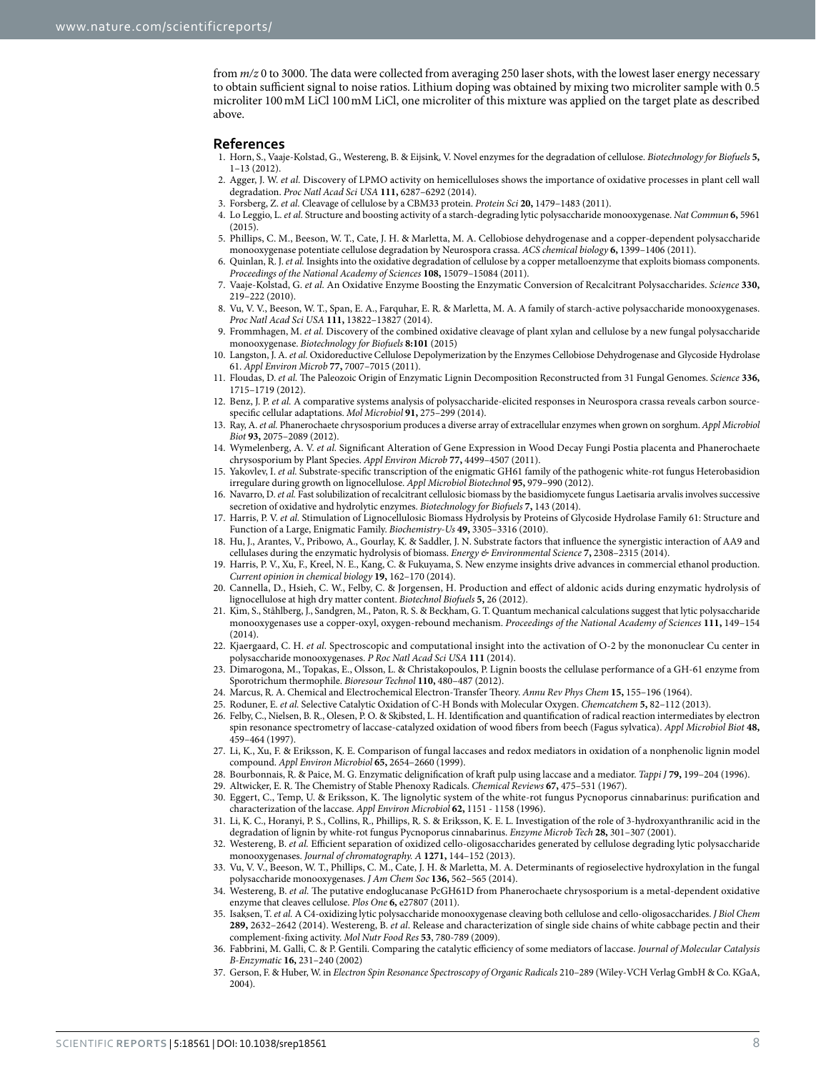from *m/z* 0 to 3000. The data were collected from averaging 250 laser shots, with the lowest laser energy necessary to obtain sufficient signal to noise ratios. Lithium doping was obtained by mixing two microliter sample with 0.5 microliter 100 mM LiCl 100 mM LiCl, one microliter of this mixture was applied on the target plate as described above.

## References

1. Horn, S., Vaaje-Kolstad, G., Westereng, B. & Eijsink, V. Novel enzymes for the degradation of cellulose. *Biotechnology for Biofuels* **5,** 1–13 (2012).
2. Agger, J. W. *et al.* Discovery of LPMO activity on hemicelluloses shows the importance of oxidative processes in plant cell wall degradation. *Proc Natl Acad Sci USA* **111,** 6287–6292 (2014).
3. Forsberg, Z. *et al.* Cleavage of cellulose by a CBM33 protein. *Protein Sci* **20,** 1479–1483 (2011).
4. Lo Leggio, L. *et al.* Structure and boosting activity of a starch-degrading lytic polysaccharide monooxygenase. *Nat Commun* **6,** 5961 (2015).
5. Phillips, C. M., Beeson, W. T., Cate, J. H. & Marletta, M. A. Cellobiose dehydrogenase and a copper-dependent polysaccharide monooxygenase potentiate cellulose degradation by Neurospora crassa. *ACS chemical biology* **6,** 1399–1406 (2011).
6. Quinlan, R. J. *et al.* Insights into the oxidative degradation of cellulose by a copper metalloenzyme that exploits biomass components. *Proceedings of the National Academy of Sciences* **108,** 15079–15084 (2011).
7. Vaaje-Kolstad, G. *et al.* An Oxidative Enzyme Boosting the Enzymatic Conversion of Recalcitrant Polysaccharides. *Science* **330,** 219–222 (2010).
8. Vu, V. V., Beeson, W. T., Span, E. A., Farquhar, E. R. & Marletta, M. A. A family of starch-active polysaccharide monooxygenases. *Proc Natl Acad Sci USA* **111,** 13822–13827 (2014).
9. Frommhagen, M. *et al.* Discovery of the combined oxidative cleavage of plant xylan and cellulose by a new fungal polysaccharide monooxygenase. *Biotechnology for Biofuels* **8:101** (2015)
10. Langston, J. A. *et al.* Oxidoreductive Cellulose Depolymerization by the Enzymes Cellobiose Dehydrogenase and Glycoside Hydrolase 61. *Appl Environ Microb* **77,** 7007–7015 (2011).
11. Floudas, D. *et al.* The Paleozoic Origin of Enzymatic Lignin Decomposition Reconstructed from 31 Fungal Genomes. *Science* **336,** 1715–1719 (2012).
12. Benz, J. P. *et al.* A comparative systems analysis of polysaccharide-elicited responses in Neurospora crassa reveals carbon source-specific cellular adaptations. *Mol Microbiol* **91,** 275–299 (2014).
13. Ray, A. *et al.* Phanerochaete chrysosporium produces a diverse array of extracellular enzymes when grown on sorghum. *Appl Microbiol Biot* **93,** 2075–2089 (2012).
14. Wymelenberg, A. V. *et al.* Significant Alteration of Gene Expression in Wood Decay Fungi Postia placenta and Phanerochaete chrysosporium by Plant Species. *Appl Environ Microb* **77,** 4499–4507 (2011).
15. Yakovlev, I. *et al.* Substrate-specific transcription of the enigmatic GH61 family of the pathogenic white-rot fungus Heterobasidion irregulare during growth on lignocellulose. *Appl Microbiol Biotechnol* **95,** 979–990 (2012).
16. Navarro, D. *et al.* Fast solubilization of recalcitrant cellulosic biomass by the basidiomycete fungus Laetisaria arvalis involves successive secretion of oxidative and hydrolytic enzymes. *Biotechnology for Biofuels* **7,** 143 (2014).
17. Harris, P. V. *et al.* Stimulation of Lignocellulosic Biomass Hydrolysis by Proteins of Glycoside Hydrolase Family 61: Structure and Function of a Large, Enigmatic Family. *Biochemistry-Us* **49,** 3305–3316 (2010).
18. Hu, J., Arantes, V., Pribowo, A., Gourlay, K. & Saddler, J. N. Substrate factors that influence the synergistic interaction of AA9 and cellulases during the enzymatic hydrolysis of biomass. *Energy & Environmental Science* **7,** 2308–2315 (2014).
19. Harris, P. V., Xu, F., Kreel, N. E., Kang, C. & Fukuyama, S. New enzyme insights drive advances in commercial ethanol production. *Current opinion in chemical biology* **19,** 162–170 (2014).
20. Cannella, D., Hsieh, C. W., Felby, C. & Jorgensen, H. Production and effect of aldonic acids during enzymatic hydrolysis of lignocellulose at high dry matter content. *Biotechnol Biofuels* **5,** 26 (2012).
21. Kim, S., Ståhlberg, J., Sandgren, M., Paton, R. S. & Beckham, G. T. Quantum mechanical calculations suggest that lytic polysaccharide monooxygenases use a copper-oxyl, oxygen-rebound mechanism. *Proceedings of the National Academy of Sciences* **111,** 149–154 (2014).
22. Kjaergaard, C. H. *et al.* Spectroscopic and computational insight into the activation of O-2 by the mononuclear Cu center in polysaccharide monooxygenases. *P Roc Natl Acad Sci USA* **111** (2014).
23. Dimarogona, M., Topakas, E., Olsson, L. & Christakopoulos, P. Lignin boosts the cellulase performance of a GH-61 enzyme from Sporotrichum thermophile. *Bioresour Technol* **110,** 480–487 (2012).
24. Marcus, R. A. Chemical and Electrochemical Electron-Transfer Theory. *Annu Rev Phys Chem* **15,** 155–196 (1964).
25. Roduner, E. *et al.* Selective Catalytic Oxidation of C-H Bonds with Molecular Oxygen. *Chemcatchem* **5,** 82–112 (2013).
26. Felby, C., Nielsen, B. R., Olesen, P. O. & Skibsted, L. H. Identification and quantification of radical reaction intermediates by electron spin resonance spectrometry of laccase-catalyzed oxidation of wood fibers from beech (Fagus sylvatica). *Appl Microbiol Biot* **48,** 459–464 (1997).
27. Li, K., Xu, F. & Eriksson, K. E. Comparison of fungal laccases and redox mediators in oxidation of a nonphenolic lignin model compound. *Appl Environ Microbiol* **65,** 2654–2660 (1999).
28. Bourbonnais, R. & Paice, M. G. Enzymatic delignification of kraft pulp using laccase and a mediator. *Tappi J* **79,** 199–204 (1996).
29. Altwicker, E. R. The Chemistry of Stable Phenoxy Radicals. *Chemical Reviews* **67,** 475–531 (1967).
30. Eggert, C., Temp, U. & Eriksson, K. The lignolytic system of the white-rot fungus Pycnoporus cinnabarinus: purification and characterization of the laccase. *Appl Environ Microbiol* **62,** 1151 - 1158 (1996).
31. Li, K. C., Horanyi, P. S., Collins, R., Phillips, R. S. & Eriksson, K. E. L. Investigation of the role of 3-hydroxyanthranilic acid in the degradation of lignin by white-rot fungus Pycnoporus cinnabarinus. *Enzyme Microb Tech* **28,** 301–307 (2001).
32. Westereng, B. *et al.* Efficient separation of oxidized cello-oligosaccharides generated by cellulose degrading lytic polysaccharide monooxygenases. *Journal of chromatography. A* **1271,** 144–152 (2013).
33. Vu, V. V., Beeson, W. T., Phillips, C. M., Cate, J. H. & Marletta, M. A. Determinants of regioselective hydroxylation in the fungal polysaccharide monooxygenases. *J Am Chem Soc* **136,** 562–565 (2014).
34. Westereng, B. *et al.* The putative endoglucanase PcGH61D from Phanerochaete chrysosporium is a metal-dependent oxidative enzyme that cleaves cellulose. *Plos One* **6,** e27807 (2011).
35. Isaksen, T. *et al.* A C4-oxidizing lytic polysaccharide monooxygenase cleaving both cellulose and cello-oligosaccharides. *J Biol Chem* **289,** 2632–2642 (2014). Westereng, B. *et al.* Release and characterization of single side chains of white cabbage pectin and their complement-fixing activity. *Mol Nutr Food Res* **53,** 780-789 (2009).
36. Fabbrini, M. Galli, C. & P. Gentili. Comparing the catalytic efficiency of some mediators of laccase. *Journal of Molecular Catalysis B-Enzymatic* **16,** 231–240 (2002)
37. Gerson, F. & Huber, W. in *Electron Spin Resonance Spectroscopy of Organic Radicals* 210–289 (Wiley-VCH Verlag GmbH & Co. KGaA, 2004).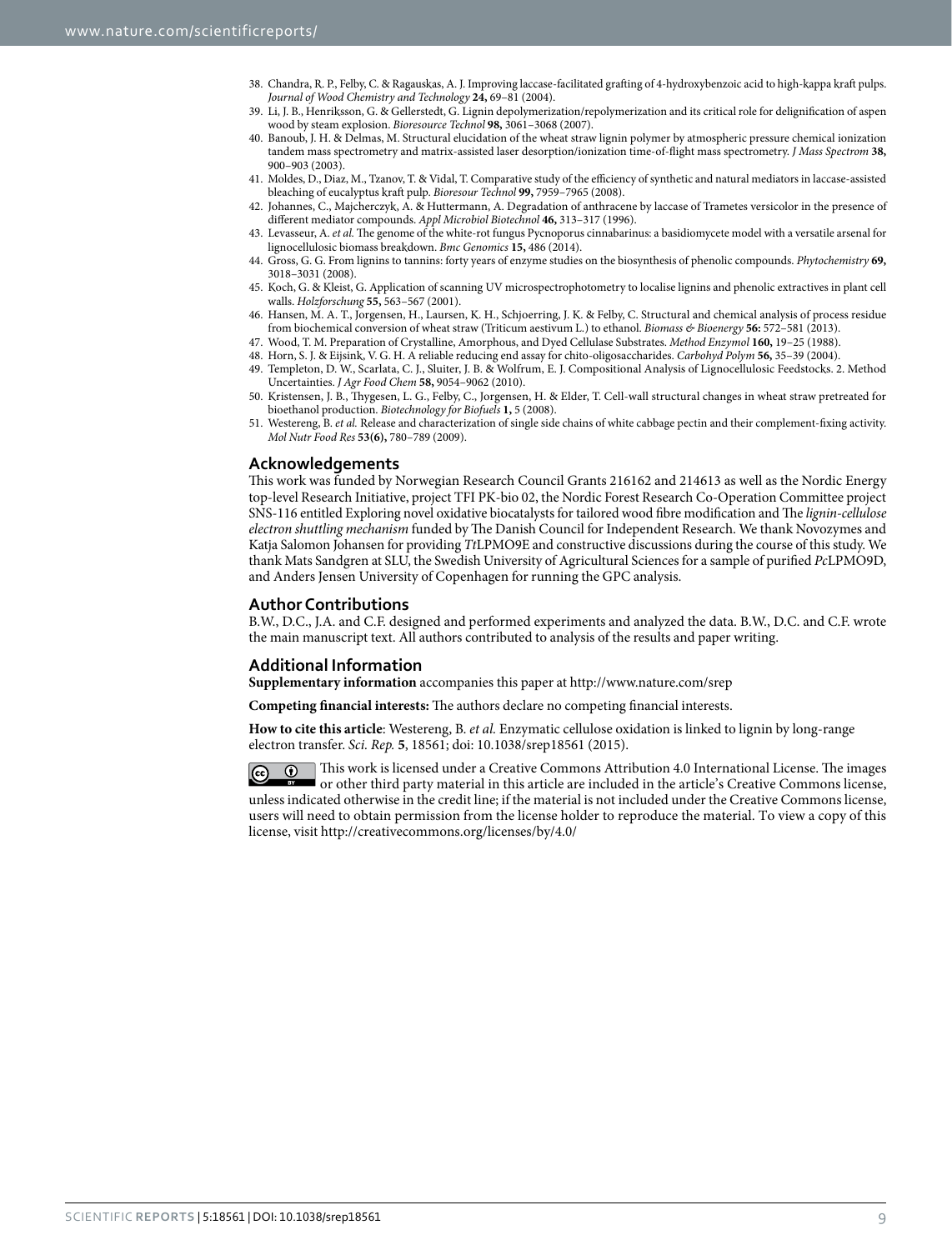38. Chandra, R. P., Felby, C. & Ragauskas, A. J. Improving laccase-facilitated grafting of 4-hydroxybenzoic acid to high-kappa kraft pulps. *Journal of Wood Chemistry and Technology* **24,** 69–81 (2004).
39. Li, J. B., Henriksson, G. & Gellerstedt, G. Lignin depolymerization/repolymerization and its critical role for delignification of aspen wood by steam explosion. *Bioresource Technol* **98,** 3061–3068 (2007).
40. Banoub, J. H. & Delmas, M. Structural elucidation of the wheat straw lignin polymer by atmospheric pressure chemical ionization tandem mass spectrometry and matrix-assisted laser desorption/ionization time-of-flight mass spectrometry. *J Mass Spectrom* **38,** 900–903 (2003).
41. Moldes, D., Diaz, M., Tzanov, T. & Vidal, T. Comparative study of the efficiency of synthetic and natural mediators in laccase-assisted bleaching of eucalyptus kraft pulp. *Bioresour Technol* **99,** 7959–7965 (2008).
42. Johannes, C., Majcherczyk, A. & Huttermann, A. Degradation of anthracene by laccase of Trametes versicolor in the presence of different mediator compounds. *Appl Microbiol Biotechnol* **46,** 313–317 (1996).
43. Levasseur, A. *et al.* The genome of the white-rot fungus Pycnoporus cinnabarinus: a basidiomycete model with a versatile arsenal for lignocellulosic biomass breakdown. *Bmc Genomics* **15,** 486 (2014).
44. Gross, G. G. From lignins to tannins: forty years of enzyme studies on the biosynthesis of phenolic compounds. *Phytochemistry* **69,** 3018–3031 (2008).
45. Koch, G. & Kleist, G. Application of scanning UV microspectrophotometry to localise lignins and phenolic extractives in plant cell walls. *Holzforschung* **55,** 563–567 (2001).
46. Hansen, M. A. T., Jorgensen, H., Laursen, K. H., Schjoerring, J. K. & Felby, C. Structural and chemical analysis of process residue from biochemical conversion of wheat straw (Triticum aestivum L.) to ethanol. *Biomass & Bioenergy* **56:** 572–581 (2013).
47. Wood, T. M. Preparation of Crystalline, Amorphous, and Dyed Cellulase Substrates. *Method Enzymol* **160,** 19–25 (1988).
48. Horn, S. J. & Eijsink, V. G. H. A reliable reducing end assay for chito-oligosaccharides. *Carbohyd Polym* **56,** 35–39 (2004).
49. Templeton, D. W., Scarlata, C. J., Sluiter, J. B. & Wolfrum, E. J. Compositional Analysis of Lignocellulosic Feedstocks. 2. Method Uncertainties. *J Agr Food Chem* **58,** 9054–9062 (2010).
50. Kristensen, J. B., Thygesen, L. G., Felby, C., Jorgensen, H. & Elder, T. Cell-wall structural changes in wheat straw pretreated for bioethanol production. *Biotechnology for Biofuels* **1,** 5 (2008).
51. Westereng, B. *et al.* Release and characterization of single side chains of white cabbage pectin and their complement-fixing activity. *Mol Nutr Food Res* **53(6),** 780–789 (2009).

## Acknowledgements

This work was funded by Norwegian Research Council Grants 216162 and 214613 as well as the Nordic Energy top-level Research Initiative, project TFI PK-bio 02, the Nordic Forest Research Co-Operation Committee project SNS-116 entitled Exploring novel oxidative biocatalysts for tailored wood fibre modification and The *lignin-cellulose electron shuttling mechanism* funded by The Danish Council for Independent Research. We thank Novozymes and Katja Salomon Johansen for providing *Tt*LPMO9E and constructive discussions during the course of this study. We thank Mats Sandgren at SLU, the Swedish University of Agricultural Sciences for a sample of purified *Pc*LPMO9D, and Anders Jensen University of Copenhagen for running the GPC analysis.

## Author Contributions

B.W., D.C., J.A. and C.F. designed and performed experiments and analyzed the data. B.W., D.C. and C.F. wrote the main manuscript text. All authors contributed to analysis of the results and paper writing.

## Additional Information

**Supplementary information** accompanies this paper at http://www.nature.com/srep

**Competing financial interests:** The authors declare no competing financial interests.

**How to cite this article**: Westereng, B. *et al.* Enzymatic cellulose oxidation is linked to lignin by long-range electron transfer. *Sci. Rep.* **5**, 18561; doi: 10.1038/srep18561 (2015).

This work is licensed under a Creative Commons Attribution 4.0 International License. The images or other third party material in this article are included in the article's Creative Commons license, unless indicated otherwise in the credit line; if the material is not included under the Creative Commons license, users will need to obtain permission from the license holder to reproduce the material. To view a copy of this license, visit http://creativecommons.org/licenses/by/4.0/